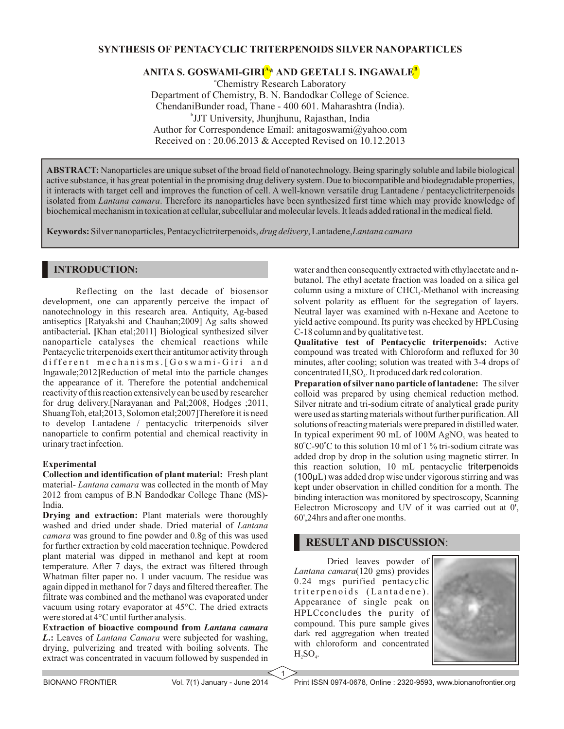# SYNTHESIS OF PENTACYCLIC TRITERPENOIDS SILVER NANOPARTICLES

**ANITA S. GOSWAMI-GIRI[A]* AND GEETALI S. INGAWALE[B]**

[a]Chemistry Research Laboratory
Department of Chemistry, B. N. Bandodkar College of Science.
ChendaniBunder road, Thane - 400 601. Maharashtra (India).
[b]JJT University, Jhunjhunu, Rajasthan, India
Author for Correspondence Email: anitagoswami@yahoo.com
Received on : 20.06.2013 & Accepted Revised on 10.12.2013

**ABSTRACT:** Nanoparticles are unique subset of the broad field of nanotechnology. Being sparingly soluble and labile biological active substance, it has great potential in the promising drug delivery system. Due to biocompatible and biodegradable properties, it interacts with target cell and improves the function of cell. A well-known versatile drug Lantadene / pentacyclictriterpenoids isolated from *Lantana camara*. Therefore its nanoparticles have been synthesized first time which may provide knowledge of biochemical mechanism in toxication at cellular, subcellular and molecular levels. It leads added rational in the medical field.

**Keywords:** Silver nanoparticles, Pentacyclictriterpenoids, *drug delivery*, Lantadene,*Lantana camara*

## INTRODUCTION:

Reflecting on the last decade of biosensor development, one can apparently perceive the impact of nanotechnology in this research area. Antiquity, Ag-based antiseptics [Ratyakshi and Chauhan;2009] Ag salts showed antibacterial**.** [Khan etal;2011] Biological synthesized silver nanoparticle catalyses the chemical reactions while Pentacyclic triterpenoids exert their antitumor activity through different mechanisms.[Goswami-Giri and Ingawale;2012]Reduction of metal into the particle changes the appearance of it. Therefore the potential andchemical reactivity of this reaction extensively can be used by researcher for drug delivery.[Narayanan and Pal;2008, Hodges ;2011, ShuangToh, etal;2013, Solomon etal;2007]Therefore it is need to develop Lantadene / pentacyclic triterpenoids silver nanoparticle to confirm potential and chemical reactivity in urinary tract infection.

### Experimental

**Collection and identification of plant material:** Fresh plant material- *Lantana camara* was collected in the month of May 2012 from campus of B.N Bandodkar College Thane (MS)-India.

**Drying and extraction:** Plant materials were thoroughly washed and dried under shade. Dried material of *Lantana camara* was ground to fine powder and 0.8g of this was used for further extraction by cold maceration technique. Powdered plant material was dipped in methanol and kept at room temperature. After 7 days, the extract was filtered through Whatman filter paper no. 1 under vacuum. The residue was again dipped in methanol for 7 days and filtered thereafter. The filtrate was combined and the methanol was evaporated under vacuum using rotary evaporator at 45°C. The dried extracts were stored at 4°C until further analysis.

**Extraction of bioactive compound from *Lantana camara* L.:** Leaves of *Lantana Camara* were subjected for washing, drying, pulverizing and treated with boiling solvents. The extract was concentrated in vacuum followed by suspended in water and then consequently extracted with ethylacetate and n-butanol. The ethyl acetate fraction was loaded on a silica gel column using a mixture of $CHCl_3$-Methanol with increasing solvent polarity as effluent for the segregation of layers. Neutral layer was examined with n-Hexane and Acetone to yield active compound. Its purity was checked by HPLCusing C-18 column and by qualitative test.

**Qualitative test of Pentacyclic triterpenoids:** Active compound was treated with Chloroform and refluxed for 30 minutes, after cooling; solution was treated with 3-4 drops of concentrated $H_2SO_4$. It produced dark red coloration.

**Preparation of silver nano particle of lantadene:** The silver colloid was prepared by using chemical reduction method. Silver nitrate and tri-sodium citrate of analytical grade purity were used as starting materials without further purification. All solutions of reacting materials were prepared in distilled water. In typical experiment 90 mL of 100M $AgNO_3$ was heated to 80°C-90°C to this solution 10 ml of 1 % tri-sodium citrate was added drop by drop in the solution using magnetic stirrer. In this reaction solution, 10 mL pentacyclic triterpenoids (100μL) was added drop wise under vigorous stirring and was kept under observation in chilled condition for a month. The binding interaction was monitored by spectroscopy, Scanning Eelectron Microscopy and UV of it was carried out at 0', 60',24hrs and after one months.

## RESULT AND DISCUSSION:

Dried leaves powder of *Lantana camara*(120 gms) provides 0.24 mgs purified pentacyclic triterpenoids (Lantadene). Appearance of single peak on HPLCconcludes the purity of compound. This pure sample gives dark red aggregation when treated with chloroform and concentrated $H_2SO_4$.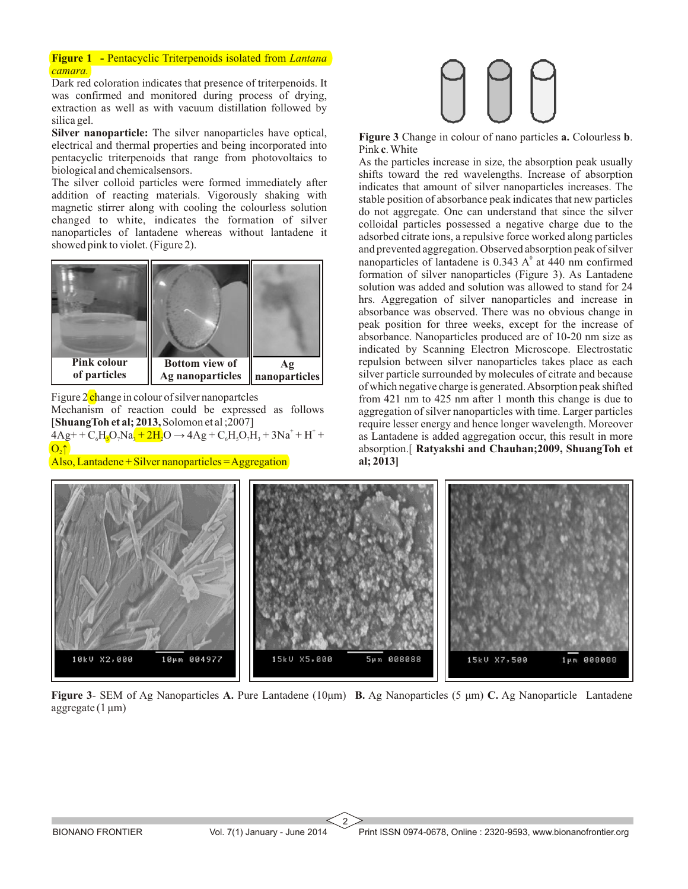**Figure 1 - Pentacyclic Triterpenoids isolated from *Lantana camara.***

Dark red coloration indicates that presence of triterpenoids. It was confirmed and monitored during process of drying, extraction as well as with vacuum distillation followed by silica gel.

**Silver nanoparticle:** The silver nanoparticles have optical, electrical and thermal properties and being incorporated into pentacyclic triterpenoids that range from photovoltaics to biological and chemicalsensors.

The silver colloid particles were formed immediately after addition of reacting materials. Vigorously shaking with magnetic stirrer along with cooling the colourless solution changed to white, indicates the formation of silver nanoparticles of lantadene whereas without lantadene it showed pink to violet. (Figure 2).

| Pink colour of particles | Bottom view of Ag nanoparticles | Ag nanoparticles |
|---|---|---|

Figure 2 change in colour of silver nanopartcles

Mechanism of reaction could be expressed as follows [**ShuangToh et al; 2013,** Solomon et al ;2007]

$4Ag+ + C_6H_5O_7Na_3 + 2H_2O \rightarrow 4Ag + C_6H_5O_7H_3 + 3Na^+ + H^+ + O_2\uparrow$

Also, Lantadene + Silver nanoparticles = Aggregation

**Figure 3** Change in colour of nano particles **a.** Colourless **b**. Pink **c**. White

As the particles increase in size, the absorption peak usually shifts toward the red wavelengths. Increase of absorption indicates that amount of silver nanoparticles increases. The stable position of absorbance peak indicates that new particles do not aggregate. One can understand that since the silver colloidal particles possessed a negative charge due to the adsorbed citrate ions, a repulsive force worked along particles and prevented aggregation. Observed absorption peak of silver nanoparticles of lantadene is 0.343 $A^0$ at 440 nm confirmed formation of silver nanoparticles (Figure 3). As Lantadene solution was added and solution was allowed to stand for 24 hrs. Aggregation of silver nanoparticles and increase in absorbance was observed. There was no obvious change in peak position for three weeks, except for the increase of absorbance. Nanoparticles produced are of 10-20 nm size as indicated by Scanning Electron Microscope. Electrostatic repulsion between silver nanoparticles takes place as each silver particle surrounded by molecules of citrate and because of which negative charge is generated. Absorption peak shifted from 421 nm to 425 nm after 1 month this change is due to aggregation of silver nanoparticles with time. Larger particles require lesser energy and hence longer wavelength. Moreover as Lantadene is added aggregation occur, this result in more absorption.[ **Ratyakshi and Chauhan;2009, ShuangToh et al; 2013]**

**Figure 3**- SEM of Ag Nanoparticles **A.** Pure Lantadene (10µm) **B.** Ag Nanoparticles (5 µm) **C.** Ag Nanoparticle Lantadene aggregate (1 µm)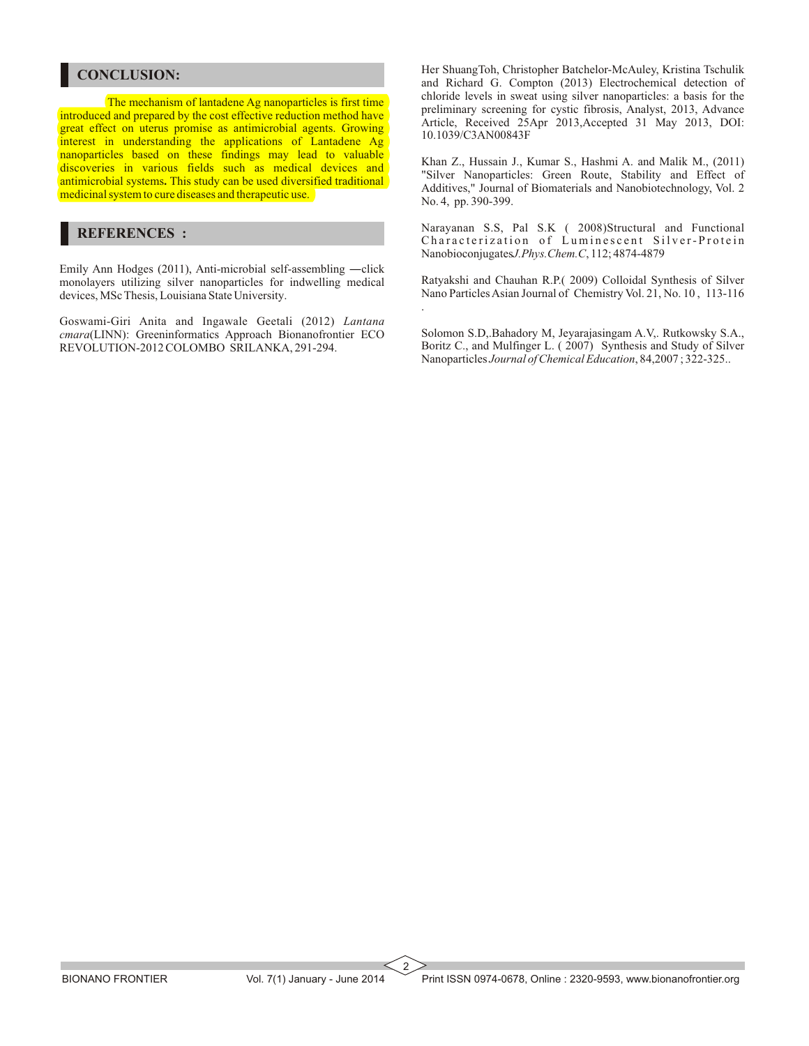## CONCLUSION:

The mechanism of lantadene Ag nanoparticles is first time introduced and prepared by the cost effective reduction method have great effect on uterus promise as antimicrobial agents. Growing interest in understanding the applications of Lantadene Ag nanoparticles based on these findings may lead to valuable discoveries in various fields such as medical devices and antimicrobial systems**.** This study can be used diversified traditional medicinal system to cure diseases and therapeutic use.

## REFERENCES :

Emily Ann Hodges (2011), Anti-microbial self-assembling ―click monolayers utilizing silver nanoparticles for indwelling medical devices, MSc Thesis, Louisiana State University.

Goswami-Giri Anita and Ingawale Geetali (2012) *Lantana cmara*(LINN): Greeninformatics Approach Bionanofrontier ECO REVOLUTION-2012 COLOMBO SRILANKA, 291-294.

Her ShuangToh, Christopher Batchelor-McAuley, Kristina Tschulik and Richard G. Compton (2013) Electrochemical detection of chloride levels in sweat using silver nanoparticles: a basis for the preliminary screening for cystic fibrosis, Analyst, 2013, Advance Article, Received 25Apr 2013,Accepted 31 May 2013, DOI: 10.1039/C3AN00843F

Khan Z., Hussain J., Kumar S., Hashmi A. and Malik M., (2011) "Silver Nanoparticles: Green Route, Stability and Effect of Additives," Journal of Biomaterials and Nanobiotechnology, Vol. 2 No. 4, pp. 390-399.

Narayanan S.S, Pal S.K ( 2008)Structural and Functional Characterization of Luminescent Silver-Protein Nanobioconjugates*J.Phys.Chem.C*, 112; 4874-4879

Ratyakshi and Chauhan R.P.( 2009) Colloidal Synthesis of Silver Nano Particles Asian Journal of Chemistry Vol. 21, No. 10 , 113-116 .

Solomon S.D,.Bahadory M, Jeyarajasingam A.V,. Rutkowsky S.A., Boritz C., and Mulfinger L. ( 2007) Synthesis and Study of Silver Nanoparticles *Journal of Chemical Education*, 84,2007 ; 322-325..